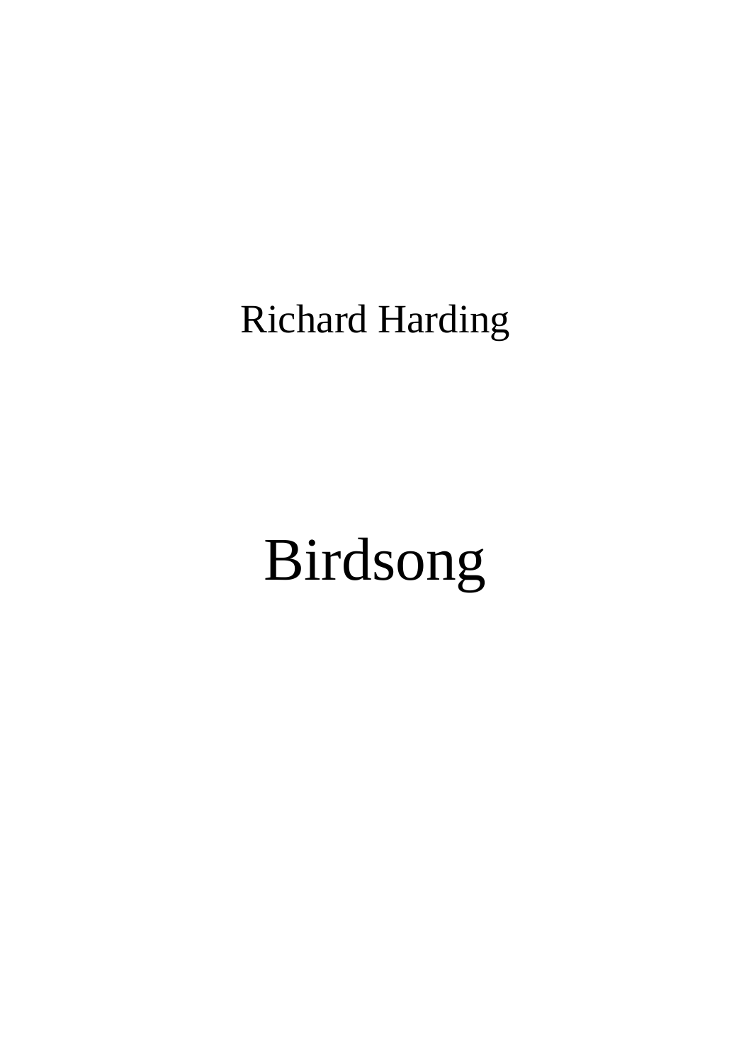Richard Harding

# Birdsong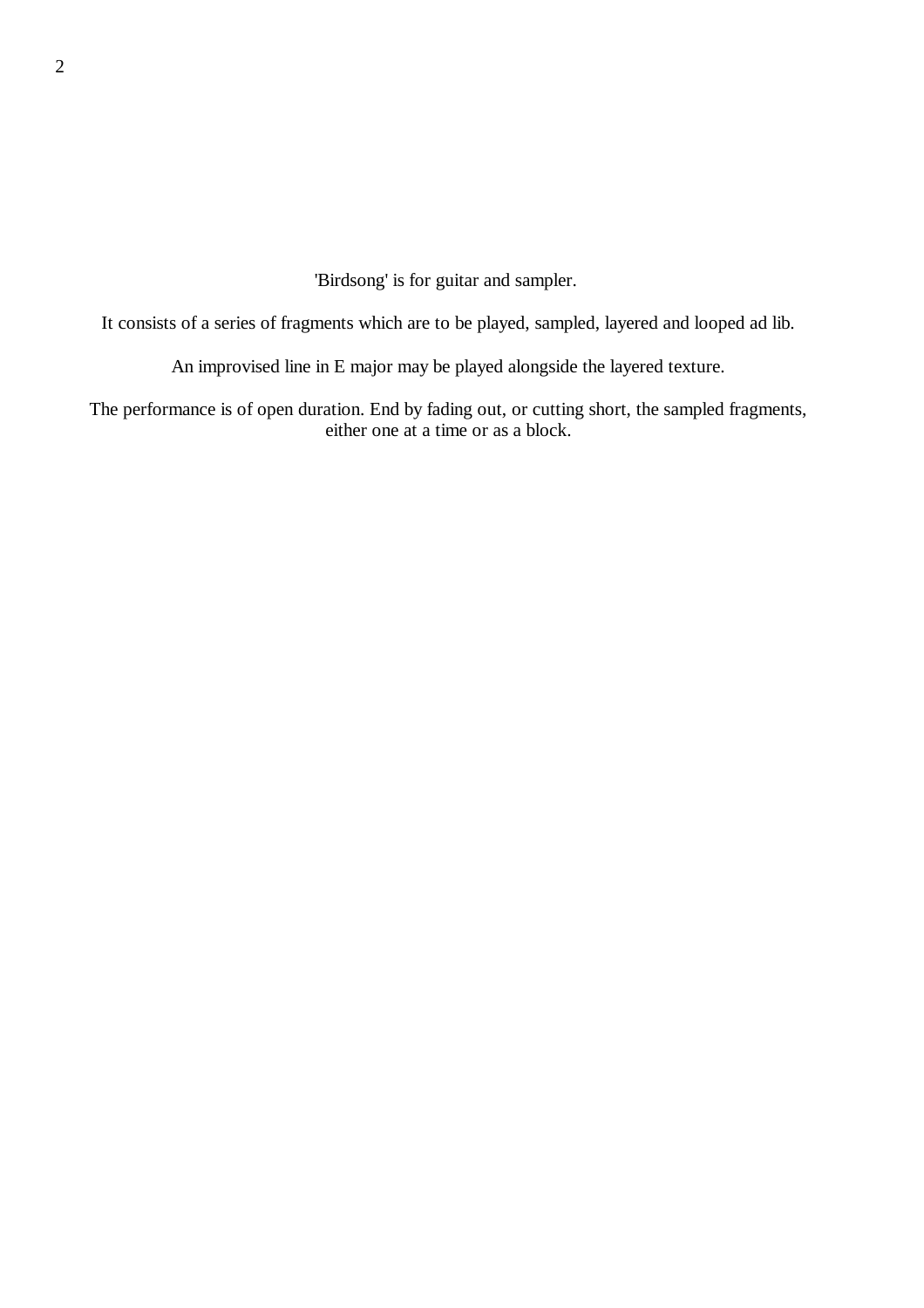'Birdsong' is for guitar and sampler.

It consists of a series of fragments which are to be played, sampled, layered and looped ad lib.

An improvised line in E major may be played alongside the layered texture.

The performance is of open duration. End by fading out, or cutting short, the sampled fragments, either one at a time or as a block.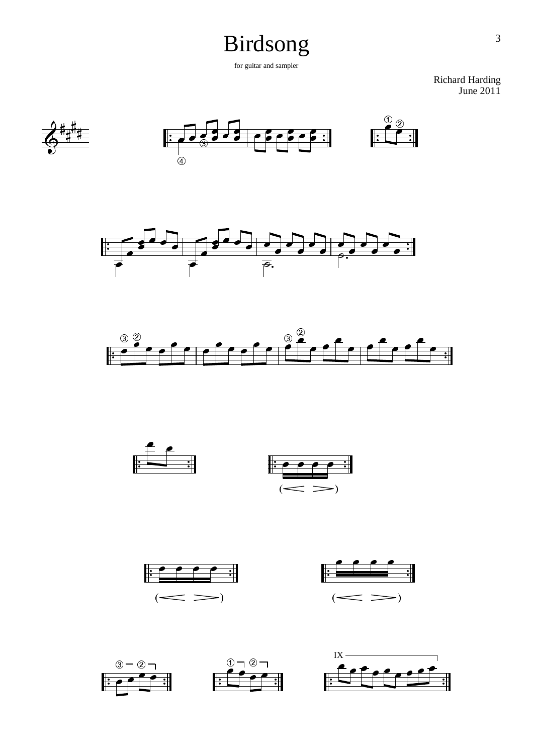# Birdsong

for guitar and sampler

Richard Harding
June 2011